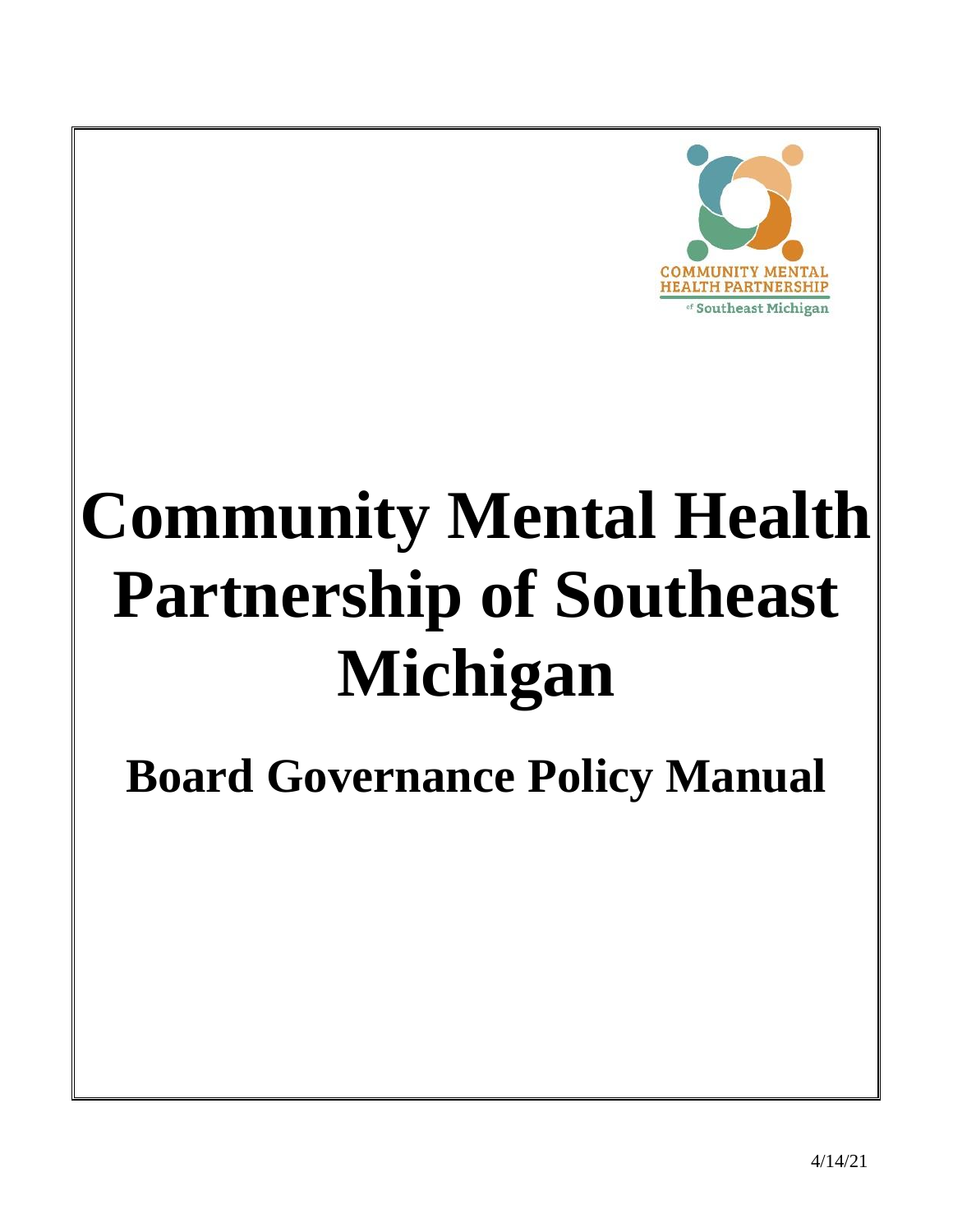COMMUNITY MENTAL HEALTH PARTNERSHIP of Southeast Michigan

# Community Mental Health Partnership of Southeast Michigan

## Board Governance Policy Manual

4/14/21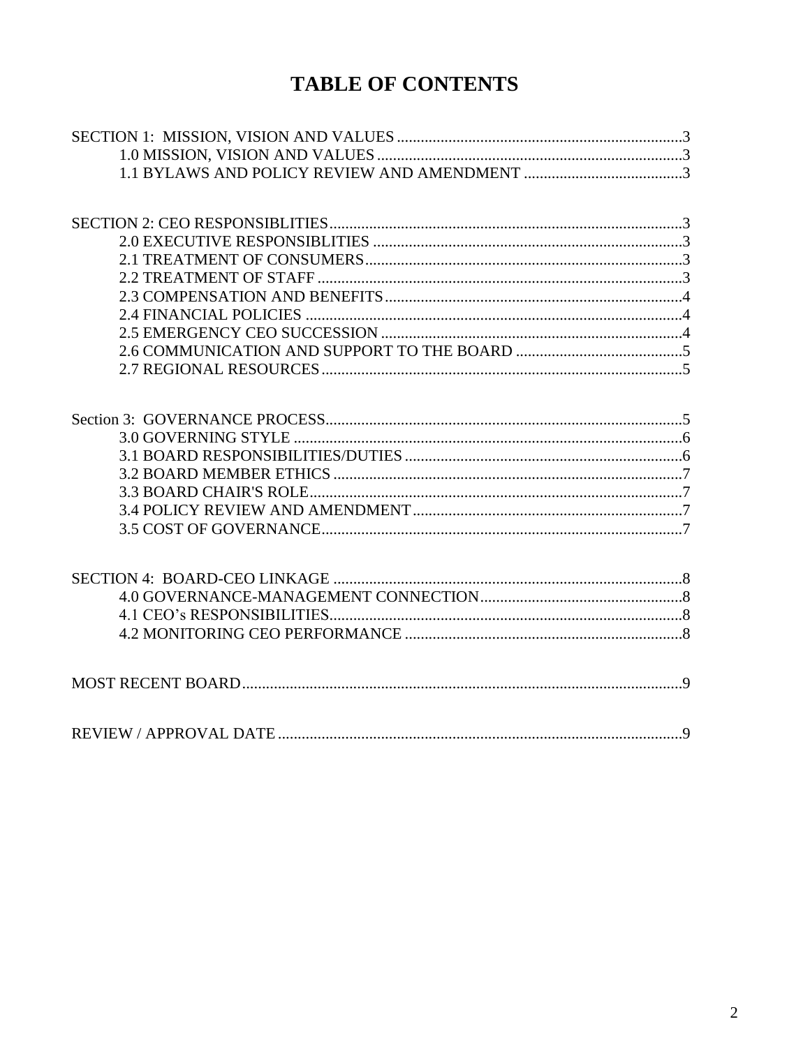# TABLE OF CONTENTS

SECTION 1: MISSION, VISION AND VALUES .......................................................................3
- 1.0 MISSION, VISION AND VALUES ............................................................................3
- 1.1 BYLAWS AND POLICY REVIEW AND AMENDMENT ........................................3

SECTION 2: CEO RESPONSIBLITIES.........................................................................................3
- 2.0 EXECUTIVE RESPONSIBLITIES .............................................................................3
- 2.1 TREATMENT OF CONSUMERS................................................................................3
- 2.2 TREATMENT OF STAFF ............................................................................................3
- 2.3 COMPENSATION AND BENEFITS...........................................................................4
- 2.4 FINANCIAL POLICIES ...............................................................................................4
- 2.5 EMERGENCY CEO SUCCESSION ............................................................................4
- 2.6 COMMUNICATION AND SUPPORT TO THE BOARD ..........................................5
- 2.7 REGIONAL RESOURCES...........................................................................................5

Section 3: GOVERNANCE PROCESS..........................................................................................5
- 3.0 GOVERNING STYLE ..................................................................................................6
- 3.1 BOARD RESPONSIBILITIES/DUTIES......................................................................6
- 3.2 BOARD MEMBER ETHICS ........................................................................................7
- 3.3 BOARD CHAIR'S ROLE..............................................................................................7
- 3.4 POLICY REVIEW AND AMENDMENT....................................................................7
- 3.5 COST OF GOVERNANCE...........................................................................................7

SECTION 4: BOARD-CEO LINKAGE ........................................................................................8
- 4.0 GOVERNANCE-MANAGEMENT CONNECTION...................................................8
- 4.1 CEO's RESPONSIBILITIES.........................................................................................8
- 4.2 MONITORING CEO PERFORMANCE ......................................................................8

MOST RECENT BOARD...............................................................................................................9

REVIEW / APPROVAL DATE .....................................................................................................9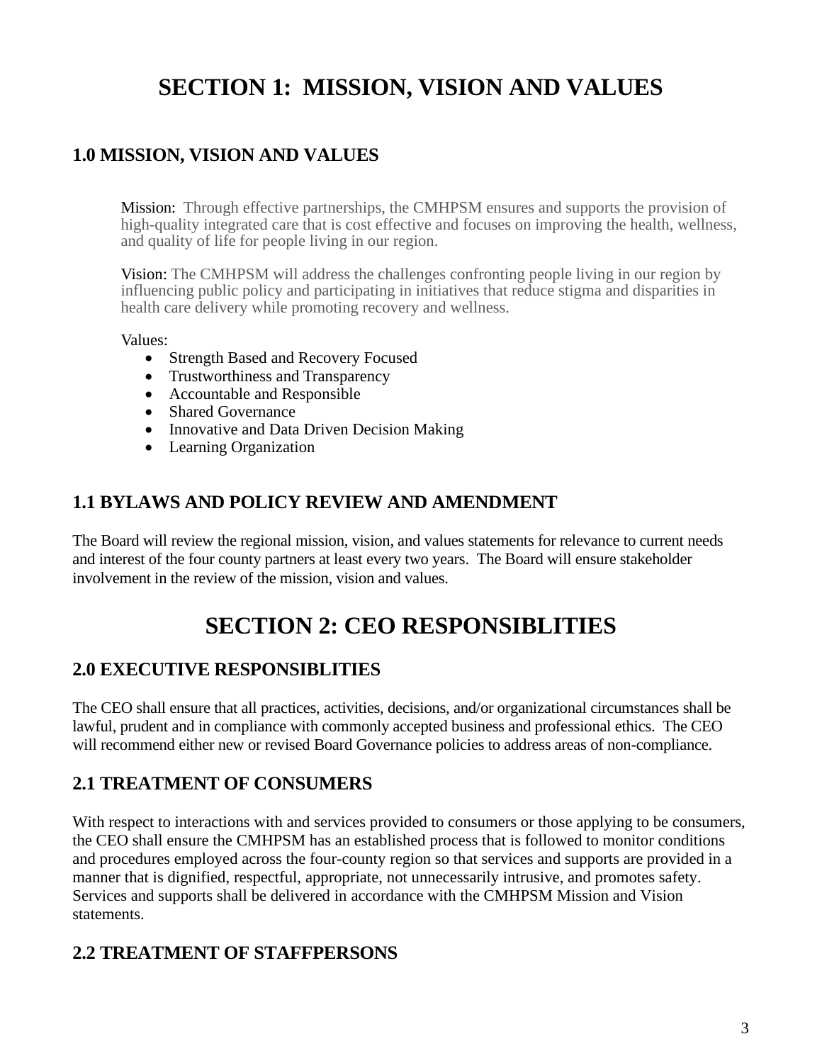# SECTION 1: MISSION, VISION AND VALUES

## 1.0 MISSION, VISION AND VALUES

Mission: Through effective partnerships, the CMHPSM ensures and supports the provision of high-quality integrated care that is cost effective and focuses on improving the health, wellness, and quality of life for people living in our region.

Vision: The CMHPSM will address the challenges confronting people living in our region by influencing public policy and participating in initiatives that reduce stigma and disparities in health care delivery while promoting recovery and wellness.

Values:

- Strength Based and Recovery Focused
- Trustworthiness and Transparency
- Accountable and Responsible
- Shared Governance
- Innovative and Data Driven Decision Making
- Learning Organization

## 1.1 BYLAWS AND POLICY REVIEW AND AMENDMENT

The Board will review the regional mission, vision, and values statements for relevance to current needs and interest of the four county partners at least every two years. The Board will ensure stakeholder involvement in the review of the mission, vision and values.

# SECTION 2: CEO RESPONSIBLITIES

## 2.0 EXECUTIVE RESPONSIBLITIES

The CEO shall ensure that all practices, activities, decisions, and/or organizational circumstances shall be lawful, prudent and in compliance with commonly accepted business and professional ethics. The CEO will recommend either new or revised Board Governance policies to address areas of non-compliance.

## 2.1 TREATMENT OF CONSUMERS

With respect to interactions with and services provided to consumers or those applying to be consumers, the CEO shall ensure the CMHPSM has an established process that is followed to monitor conditions and procedures employed across the four-county region so that services and supports are provided in a manner that is dignified, respectful, appropriate, not unnecessarily intrusive, and promotes safety. Services and supports shall be delivered in accordance with the CMHPSM Mission and Vision statements.

## 2.2 TREATMENT OF STAFFPERSONS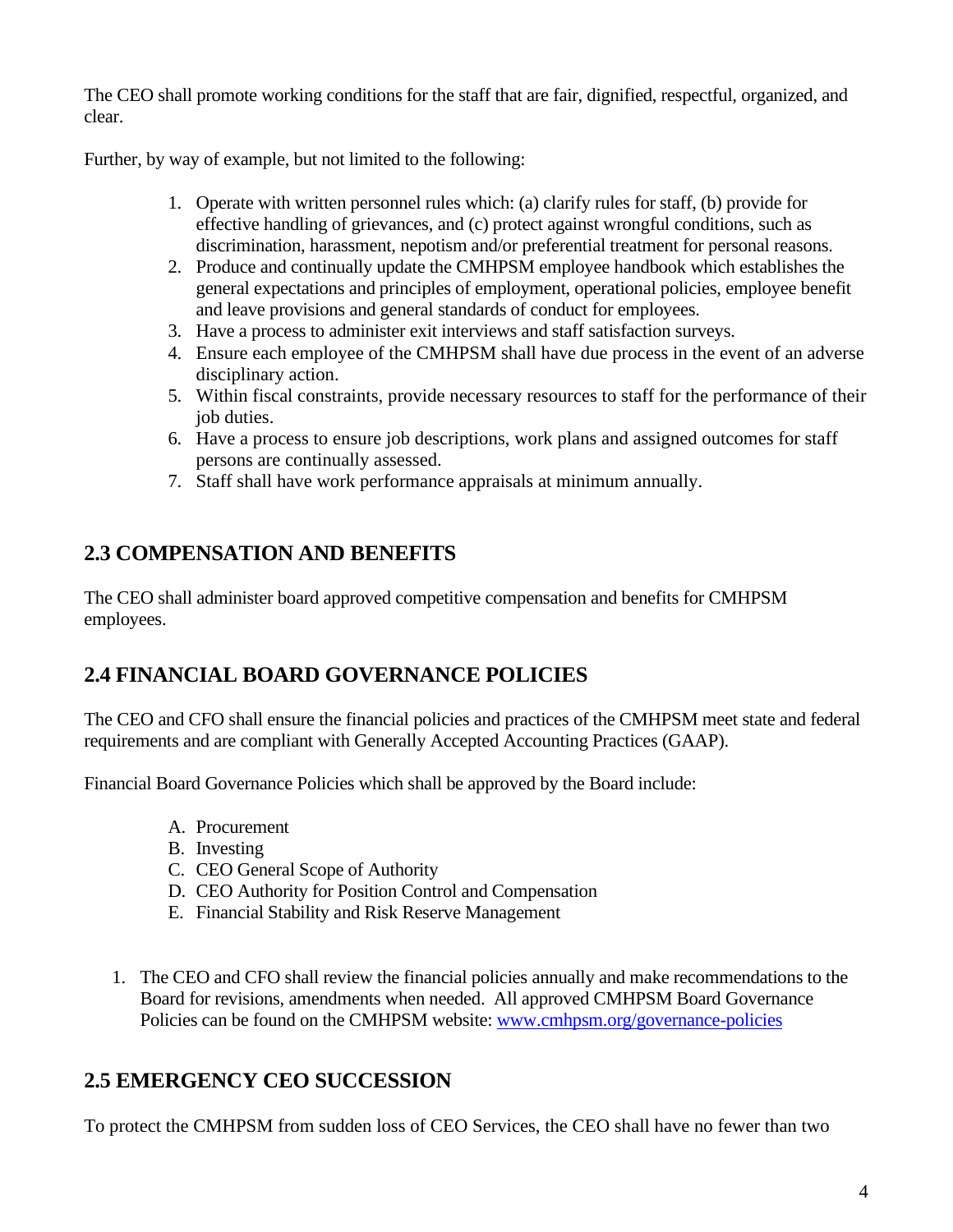The CEO shall promote working conditions for the staff that are fair, dignified, respectful, organized, and clear.

Further, by way of example, but not limited to the following:

1. Operate with written personnel rules which: (a) clarify rules for staff, (b) provide for effective handling of grievances, and (c) protect against wrongful conditions, such as discrimination, harassment, nepotism and/or preferential treatment for personal reasons.
2. Produce and continually update the CMHPSM employee handbook which establishes the general expectations and principles of employment, operational policies, employee benefit and leave provisions and general standards of conduct for employees.
3. Have a process to administer exit interviews and staff satisfaction surveys.
4. Ensure each employee of the CMHPSM shall have due process in the event of an adverse disciplinary action.
5. Within fiscal constraints, provide necessary resources to staff for the performance of their job duties.
6. Have a process to ensure job descriptions, work plans and assigned outcomes for staff persons are continually assessed.
7. Staff shall have work performance appraisals at minimum annually.

## 2.3 COMPENSATION AND BENEFITS

The CEO shall administer board approved competitive compensation and benefits for CMHPSM employees.

## 2.4 FINANCIAL BOARD GOVERNANCE POLICIES

The CEO and CFO shall ensure the financial policies and practices of the CMHPSM meet state and federal requirements and are compliant with Generally Accepted Accounting Practices (GAAP).

Financial Board Governance Policies which shall be approved by the Board include:

A. Procurement
B. Investing
C. CEO General Scope of Authority
D. CEO Authority for Position Control and Compensation
E. Financial Stability and Risk Reserve Management

1. The CEO and CFO shall review the financial policies annually and make recommendations to the Board for revisions, amendments when needed. All approved CMHPSM Board Governance Policies can be found on the CMHPSM website: [www.cmhpsm.org/governance-policies](http://www.cmhpsm.org/governance-policies)

## 2.5 EMERGENCY CEO SUCCESSION

To protect the CMHPSM from sudden loss of CEO Services, the CEO shall have no fewer than two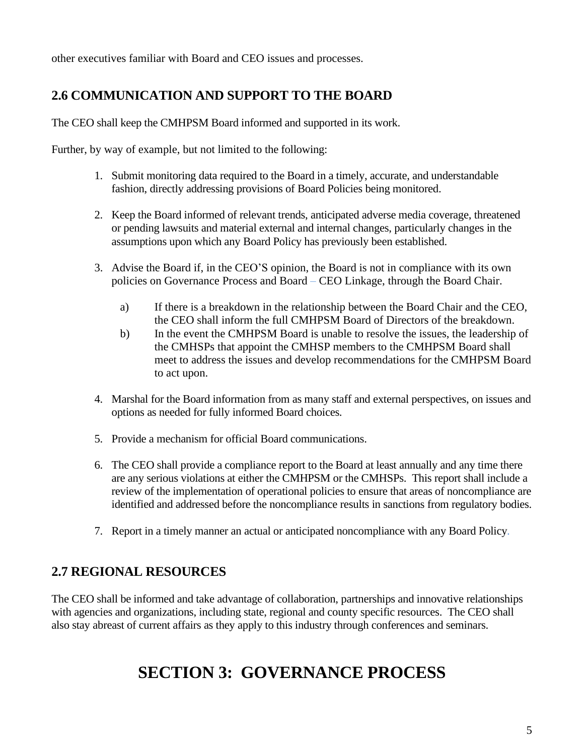other executives familiar with Board and CEO issues and processes.

## 2.6 COMMUNICATION AND SUPPORT TO THE BOARD

The CEO shall keep the CMHPSM Board informed and supported in its work.

Further, by way of example, but not limited to the following:

1. Submit monitoring data required to the Board in a timely, accurate, and understandable fashion, directly addressing provisions of Board Policies being monitored.

2. Keep the Board informed of relevant trends, anticipated adverse media coverage, threatened or pending lawsuits and material external and internal changes, particularly changes in the assumptions upon which any Board Policy has previously been established.

3. Advise the Board if, in the CEO'S opinion, the Board is not in compliance with its own policies on Governance Process and Board – CEO Linkage, through the Board Chair.

   a) If there is a breakdown in the relationship between the Board Chair and the CEO, the CEO shall inform the full CMHPSM Board of Directors of the breakdown.
   b) In the event the CMHPSM Board is unable to resolve the issues, the leadership of the CMHSPs that appoint the CMHSP members to the CMHPSM Board shall meet to address the issues and develop recommendations for the CMHPSM Board to act upon.

4. Marshal for the Board information from as many staff and external perspectives, on issues and options as needed for fully informed Board choices.

5. Provide a mechanism for official Board communications.

6. The CEO shall provide a compliance report to the Board at least annually and any time there are any serious violations at either the CMHPSM or the CMHSPs. This report shall include a review of the implementation of operational policies to ensure that areas of noncompliance are identified and addressed before the noncompliance results in sanctions from regulatory bodies.

7. Report in a timely manner an actual or anticipated noncompliance with any Board Policy.

## 2.7 REGIONAL RESOURCES

The CEO shall be informed and take advantage of collaboration, partnerships and innovative relationships with agencies and organizations, including state, regional and county specific resources. The CEO shall also stay abreast of current affairs as they apply to this industry through conferences and seminars.

# SECTION 3: GOVERNANCE PROCESS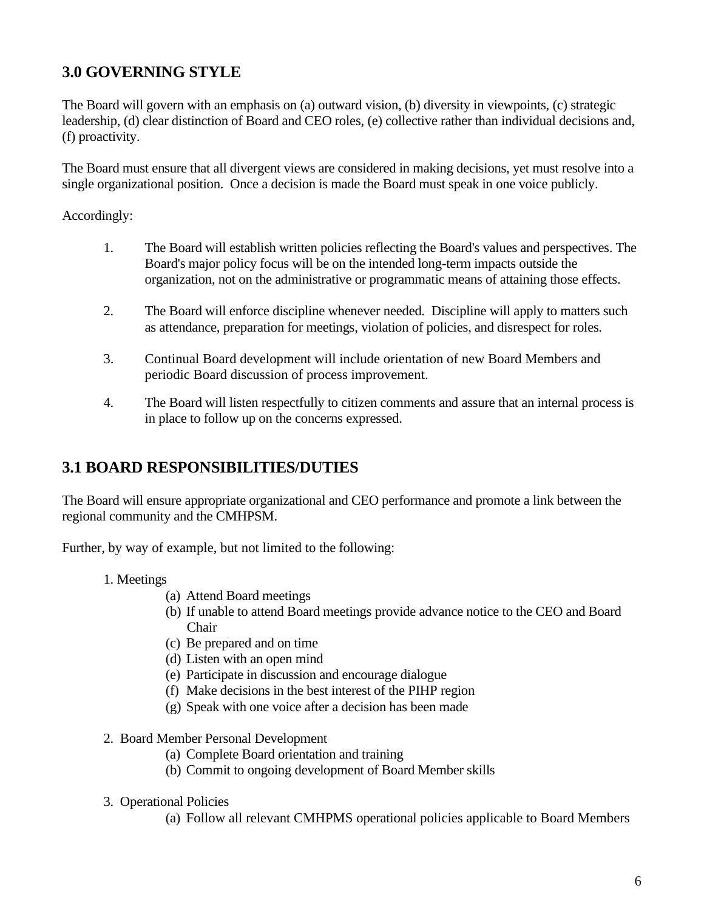## 3.0 GOVERNING STYLE

The Board will govern with an emphasis on (a) outward vision, (b) diversity in viewpoints, (c) strategic leadership, (d) clear distinction of Board and CEO roles, (e) collective rather than individual decisions and, (f) proactivity.

The Board must ensure that all divergent views are considered in making decisions, yet must resolve into a single organizational position. Once a decision is made the Board must speak in one voice publicly.

Accordingly:

1. The Board will establish written policies reflecting the Board's values and perspectives. The Board's major policy focus will be on the intended long-term impacts outside the organization, not on the administrative or programmatic means of attaining those effects.

2. The Board will enforce discipline whenever needed. Discipline will apply to matters such as attendance, preparation for meetings, violation of policies, and disrespect for roles.

3. Continual Board development will include orientation of new Board Members and periodic Board discussion of process improvement.

4. The Board will listen respectfully to citizen comments and assure that an internal process is in place to follow up on the concerns expressed.

## 3.1 BOARD RESPONSIBILITIES/DUTIES

The Board will ensure appropriate organizational and CEO performance and promote a link between the regional community and the CMHPSM.

Further, by way of example, but not limited to the following:

1. Meetings
   - (a) Attend Board meetings
   - (b) If unable to attend Board meetings provide advance notice to the CEO and Board Chair
   - (c) Be prepared and on time
   - (d) Listen with an open mind
   - (e) Participate in discussion and encourage dialogue
   - (f) Make decisions in the best interest of the PIHP region
   - (g) Speak with one voice after a decision has been made

2. Board Member Personal Development
   - (a) Complete Board orientation and training
   - (b) Commit to ongoing development of Board Member skills

3. Operational Policies
   - (a) Follow all relevant CMHPMS operational policies applicable to Board Members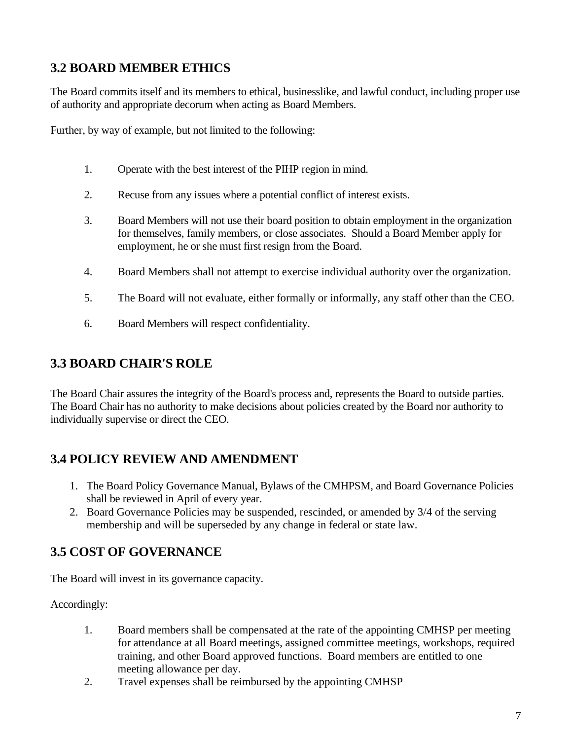## 3.2 BOARD MEMBER ETHICS

The Board commits itself and its members to ethical, businesslike, and lawful conduct, including proper use of authority and appropriate decorum when acting as Board Members.

Further, by way of example, but not limited to the following:

1. Operate with the best interest of the PIHP region in mind.
2. Recuse from any issues where a potential conflict of interest exists.
3. Board Members will not use their board position to obtain employment in the organization for themselves, family members, or close associates. Should a Board Member apply for employment, he or she must first resign from the Board.
4. Board Members shall not attempt to exercise individual authority over the organization.
5. The Board will not evaluate, either formally or informally, any staff other than the CEO.
6. Board Members will respect confidentiality.

## 3.3 BOARD CHAIR'S ROLE

The Board Chair assures the integrity of the Board's process and, represents the Board to outside parties. The Board Chair has no authority to make decisions about policies created by the Board nor authority to individually supervise or direct the CEO.

## 3.4 POLICY REVIEW AND AMENDMENT

1. The Board Policy Governance Manual, Bylaws of the CMHPSM, and Board Governance Policies shall be reviewed in April of every year.
2. Board Governance Policies may be suspended, rescinded, or amended by 3/4 of the serving membership and will be superseded by any change in federal or state law.

## 3.5 COST OF GOVERNANCE

The Board will invest in its governance capacity.

Accordingly:

1. Board members shall be compensated at the rate of the appointing CMHSP per meeting for attendance at all Board meetings, assigned committee meetings, workshops, required training, and other Board approved functions. Board members are entitled to one meeting allowance per day.
2. Travel expenses shall be reimbursed by the appointing CMHSP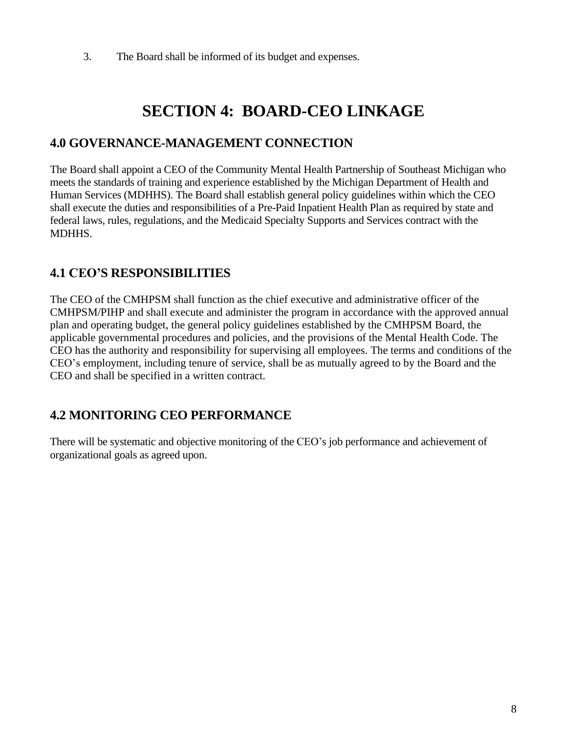3. The Board shall be informed of its budget and expenses.

# SECTION 4: BOARD-CEO LINKAGE

## 4.0 GOVERNANCE-MANAGEMENT CONNECTION

The Board shall appoint a CEO of the Community Mental Health Partnership of Southeast Michigan who meets the standards of training and experience established by the Michigan Department of Health and Human Services (MDHHS). The Board shall establish general policy guidelines within which the CEO shall execute the duties and responsibilities of a Pre-Paid Inpatient Health Plan as required by state and federal laws, rules, regulations, and the Medicaid Specialty Supports and Services contract with the MDHHS.

## 4.1 CEO'S RESPONSIBILITIES

The CEO of the CMHPSM shall function as the chief executive and administrative officer of the CMHPSM/PIHP and shall execute and administer the program in accordance with the approved annual plan and operating budget, the general policy guidelines established by the CMHPSM Board, the applicable governmental procedures and policies, and the provisions of the Mental Health Code. The CEO has the authority and responsibility for supervising all employees. The terms and conditions of the CEO's employment, including tenure of service, shall be as mutually agreed to by the Board and the CEO and shall be specified in a written contract.

## 4.2 MONITORING CEO PERFORMANCE

There will be systematic and objective monitoring of the CEO's job performance and achievement of organizational goals as agreed upon.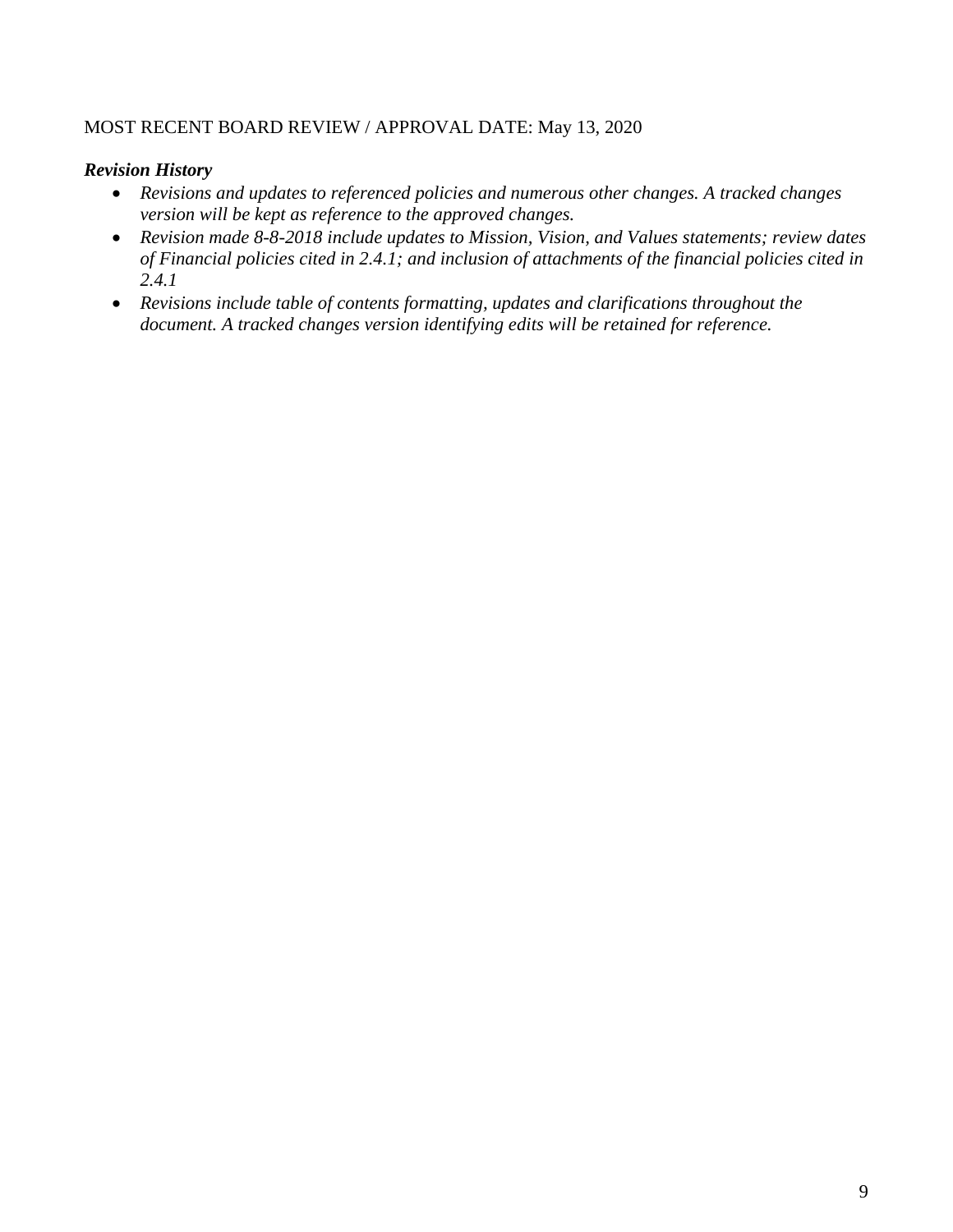MOST RECENT BOARD REVIEW / APPROVAL DATE: May 13, 2020

***Revision History***

- *Revisions and updates to referenced policies and numerous other changes. A tracked changes version will be kept as reference to the approved changes.*
- *Revision made 8-8-2018 include updates to Mission, Vision, and Values statements; review dates of Financial policies cited in 2.4.1; and inclusion of attachments of the financial policies cited in 2.4.1*
- *Revisions include table of contents formatting, updates and clarifications throughout the document. A tracked changes version identifying edits will be retained for reference.*